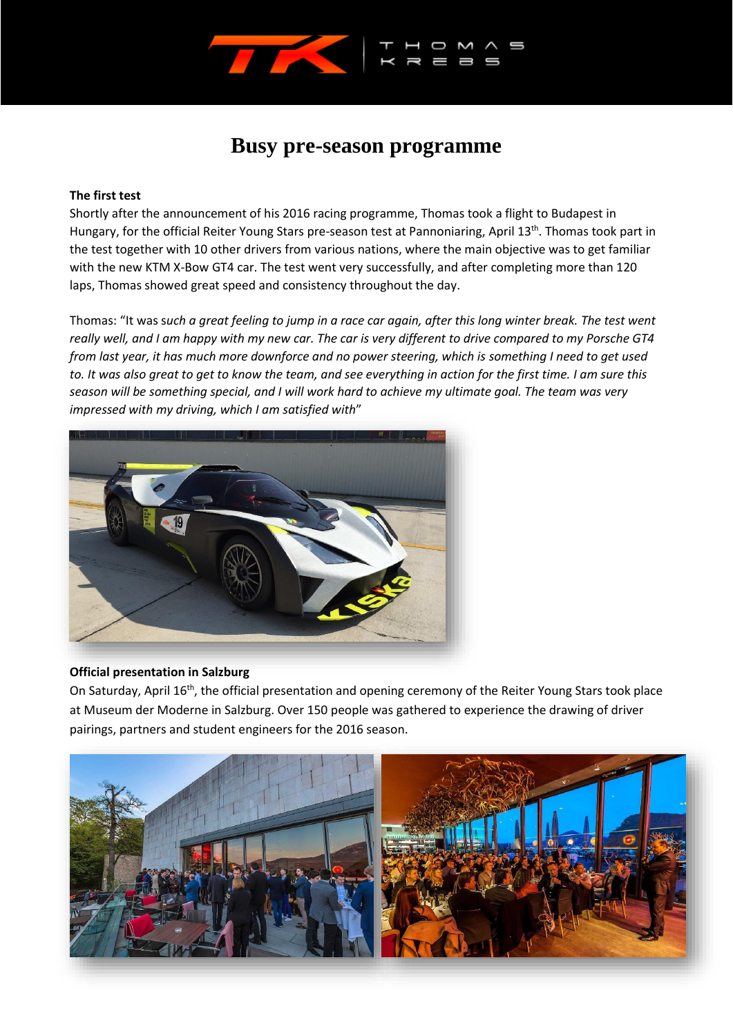# Busy pre-season programme

**The first test**

Shortly after the announcement of his 2016 racing programme, Thomas took a flight to Budapest in Hungary, for the official Reiter Young Stars pre-season test at Pannoniaring, April 13th. Thomas took part in the test together with 10 other drivers from various nations, where the main objective was to get familiar with the new KTM X-Bow GT4 car. The test went very successfully, and after completing more than 120 laps, Thomas showed great speed and consistency throughout the day.

Thomas: "It was *such a great feeling to jump in a race car again, after this long winter break. The test went really well, and I am happy with my new car. The car is very different to drive compared to my Porsche GT4 from last year, it has much more downforce and no power steering, which is something I need to get used to. It was also great to get to know the team, and see everything in action for the first time. I am sure this season will be something special, and I will work hard to achieve my ultimate goal. The team was very impressed with my driving, which I am satisfied with*"

**Official presentation in Salzburg**

On Saturday, April 16th, the official presentation and opening ceremony of the Reiter Young Stars took place at Museum der Moderne in Salzburg. Over 150 people was gathered to experience the drawing of driver pairings, partners and student engineers for the 2016 season.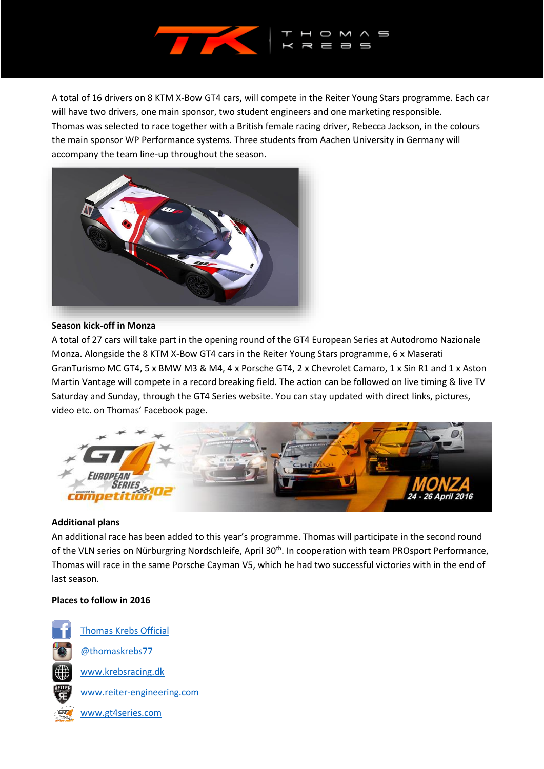A total of 16 drivers on 8 KTM X-Bow GT4 cars, will compete in the Reiter Young Stars programme. Each car will have two drivers, one main sponsor, two student engineers and one marketing responsible.
Thomas was selected to race together with a British female racing driver, Rebecca Jackson, in the colours the main sponsor WP Performance systems. Three students from Aachen University in Germany will accompany the team line-up throughout the season.

**Season kick-off in Monza**

A total of 27 cars will take part in the opening round of the GT4 European Series at Autodromo Nazionale Monza. Alongside the 8 KTM X-Bow GT4 cars in the Reiter Young Stars programme, 6 x Maserati GranTurismo MC GT4, 5 x BMW M3 & M4, 4 x Porsche GT4, 2 x Chevrolet Camaro, 1 x Sin R1 and 1 x Aston Martin Vantage will compete in a record breaking field. The action can be followed on live timing & live TV Saturday and Sunday, through the GT4 Series website. You can stay updated with direct links, pictures, video etc. on Thomas' Facebook page.

**Additional plans**

An additional race has been added to this year's programme. Thomas will participate in the second round of the VLN series on Nürburgring Nordschleife, April 30th. In cooperation with team PROsport Performance, Thomas will race in the same Porsche Cayman V5, which he had two successful victories with in the end of last season.

**Places to follow in 2016**

Thomas Krebs Official

@thomaskrebs77

www.krebsracing.dk

www.reiter-engineering.com

www.gt4series.com